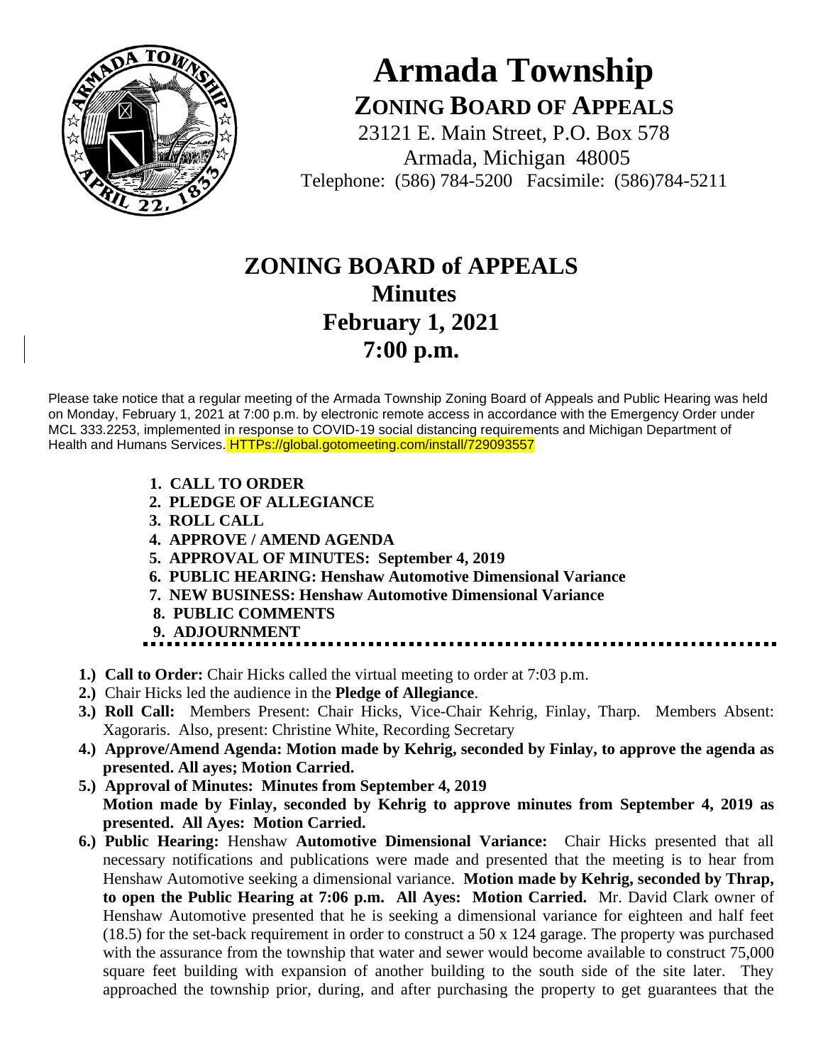# Armada Township

## ZONING BOARD OF APPEALS

23121 E. Main Street, P.O. Box 578
Armada, Michigan 48005
Telephone: (586) 784-5200 Facsimile: (586)784-5211

# ZONING BOARD of APPEALS
# Minutes
# February 1, 2021
# 7:00 p.m.

Please take notice that a regular meeting of the Armada Township Zoning Board of Appeals and Public Hearing was held on Monday, February 1, 2021 at 7:00 p.m. by electronic remote access in accordance with the Emergency Order under MCL 333.2253, implemented in response to COVID-19 social distancing requirements and Michigan Department of Health and Humans Services. HTTPs://global.gotomeeting.com/install/729093557

1. **CALL TO ORDER**
2. **PLEDGE OF ALLEGIANCE**
3. **ROLL CALL**
4. **APPROVE / AMEND AGENDA**
5. **APPROVAL OF MINUTES: September 4, 2019**
6. **PUBLIC HEARING: Henshaw Automotive Dimensional Variance**
7. **NEW BUSINESS: Henshaw Automotive Dimensional Variance**
8. **PUBLIC COMMENTS**
9. **ADJOURNMENT**

---

1.) **Call to Order:** Chair Hicks called the virtual meeting to order at 7:03 p.m.

2.) Chair Hicks led the audience in the **Pledge of Allegiance**.

3.) **Roll Call:** Members Present: Chair Hicks, Vice-Chair Kehrig, Finlay, Tharp. Members Absent: Xagoraris. Also, present: Christine White, Recording Secretary

4.) **Approve/Amend Agenda: Motion made by Kehrig, seconded by Finlay, to approve the agenda as presented. All ayes; Motion Carried.**

5.) **Approval of Minutes: Minutes from September 4, 2019**
**Motion made by Finlay, seconded by Kehrig to approve minutes from September 4, 2019 as presented. All Ayes: Motion Carried.**

6.) **Public Hearing:** Henshaw **Automotive Dimensional Variance:** Chair Hicks presented that all necessary notifications and publications were made and presented that the meeting is to hear from Henshaw Automotive seeking a dimensional variance. **Motion made by Kehrig, seconded by Thrap, to open the Public Hearing at 7:06 p.m. All Ayes: Motion Carried.** Mr. David Clark owner of Henshaw Automotive presented that he is seeking a dimensional variance for eighteen and half feet (18.5) for the set-back requirement in order to construct a 50 x 124 garage. The property was purchased with the assurance from the township that water and sewer would become available to construct 75,000 square feet building with expansion of another building to the south side of the site later. They approached the township prior, during, and after purchasing the property to get guarantees that the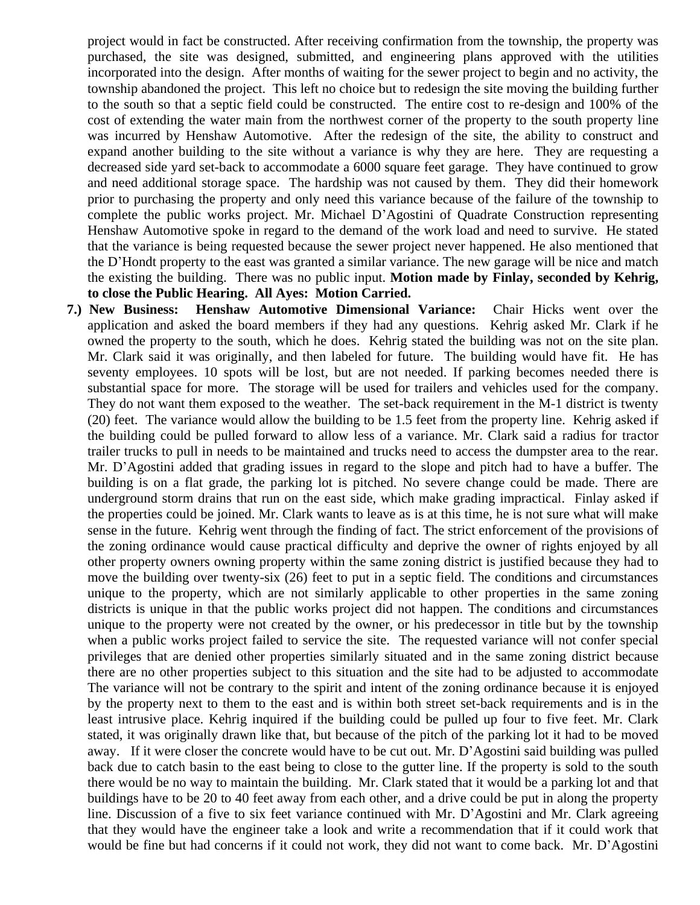project would in fact be constructed. After receiving confirmation from the township, the property was purchased, the site was designed, submitted, and engineering plans approved with the utilities incorporated into the design. After months of waiting for the sewer project to begin and no activity, the township abandoned the project. This left no choice but to redesign the site moving the building further to the south so that a septic field could be constructed. The entire cost to re-design and 100% of the cost of extending the water main from the northwest corner of the property to the south property line was incurred by Henshaw Automotive. After the redesign of the site, the ability to construct and expand another building to the site without a variance is why they are here. They are requesting a decreased side yard set-back to accommodate a 6000 square feet garage. They have continued to grow and need additional storage space. The hardship was not caused by them. They did their homework prior to purchasing the property and only need this variance because of the failure of the township to complete the public works project. Mr. Michael D'Agostini of Quadrate Construction representing Henshaw Automotive spoke in regard to the demand of the work load and need to survive. He stated that the variance is being requested because the sewer project never happened. He also mentioned that the D'Hondt property to the east was granted a similar variance. The new garage will be nice and match the existing the building. There was no public input. **Motion made by Finlay, seconded by Kehrig, to close the Public Hearing. All Ayes: Motion Carried.**

7.) **New Business: Henshaw Automotive Dimensional Variance:** Chair Hicks went over the application and asked the board members if they had any questions. Kehrig asked Mr. Clark if he owned the property to the south, which he does. Kehrig stated the building was not on the site plan. Mr. Clark said it was originally, and then labeled for future. The building would have fit. He has seventy employees. 10 spots will be lost, but are not needed. If parking becomes needed there is substantial space for more. The storage will be used for trailers and vehicles used for the company. They do not want them exposed to the weather. The set-back requirement in the M-1 district is twenty (20) feet. The variance would allow the building to be 1.5 feet from the property line. Kehrig asked if the building could be pulled forward to allow less of a variance. Mr. Clark said a radius for tractor trailer trucks to pull in needs to be maintained and trucks need to access the dumpster area to the rear. Mr. D'Agostini added that grading issues in regard to the slope and pitch had to have a buffer. The building is on a flat grade, the parking lot is pitched. No severe change could be made. There are underground storm drains that run on the east side, which make grading impractical. Finlay asked if the properties could be joined. Mr. Clark wants to leave as is at this time, he is not sure what will make sense in the future. Kehrig went through the finding of fact. The strict enforcement of the provisions of the zoning ordinance would cause practical difficulty and deprive the owner of rights enjoyed by all other property owners owning property within the same zoning district is justified because they had to move the building over twenty-six (26) feet to put in a septic field. The conditions and circumstances unique to the property, which are not similarly applicable to other properties in the same zoning districts is unique in that the public works project did not happen. The conditions and circumstances unique to the property were not created by the owner, or his predecessor in title but by the township when a public works project failed to service the site. The requested variance will not confer special privileges that are denied other properties similarly situated and in the same zoning district because there are no other properties subject to this situation and the site had to be adjusted to accommodate The variance will not be contrary to the spirit and intent of the zoning ordinance because it is enjoyed by the property next to them to the east and is within both street set-back requirements and is in the least intrusive place. Kehrig inquired if the building could be pulled up four to five feet. Mr. Clark stated, it was originally drawn like that, but because of the pitch of the parking lot it had to be moved away. If it were closer the concrete would have to be cut out. Mr. D'Agostini said building was pulled back due to catch basin to the east being to close to the gutter line. If the property is sold to the south there would be no way to maintain the building. Mr. Clark stated that it would be a parking lot and that buildings have to be 20 to 40 feet away from each other, and a drive could be put in along the property line. Discussion of a five to six feet variance continued with Mr. D'Agostini and Mr. Clark agreeing that they would have the engineer take a look and write a recommendation that if it could work that would be fine but had concerns if it could not work, they did not want to come back. Mr. D'Agostini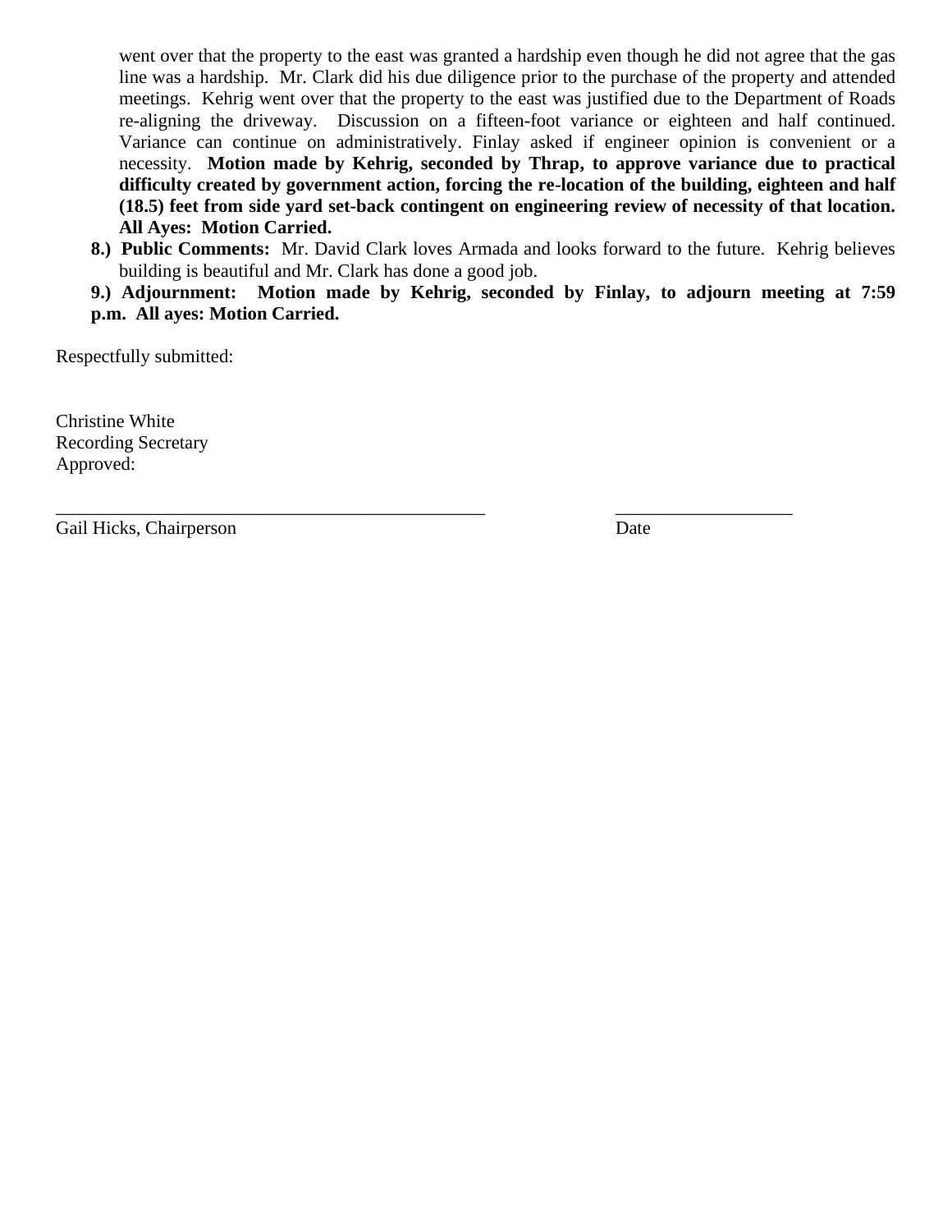went over that the property to the east was granted a hardship even though he did not agree that the gas line was a hardship. Mr. Clark did his due diligence prior to the purchase of the property and attended meetings. Kehrig went over that the property to the east was justified due to the Department of Roads re-aligning the driveway. Discussion on a fifteen-foot variance or eighteen and half continued. Variance can continue on administratively. Finlay asked if engineer opinion is convenient or a necessity. **Motion made by Kehrig, seconded by Thrap, to approve variance due to practical difficulty created by government action, forcing the re-location of the building, eighteen and half (18.5) feet from side yard set-back contingent on engineering review of necessity of that location. All Ayes: Motion Carried.**

**8.) Public Comments:** Mr. David Clark loves Armada and looks forward to the future. Kehrig believes building is beautiful and Mr. Clark has done a good job.

**9.) Adjournment: Motion made by Kehrig, seconded by Finlay, to adjourn meeting at 7:59 p.m. All ayes: Motion Carried.**

Respectfully submitted:

Christine White
Recording Secretary
Approved:

_______________________________________________ ___________________
Gail Hicks, Chairperson Date